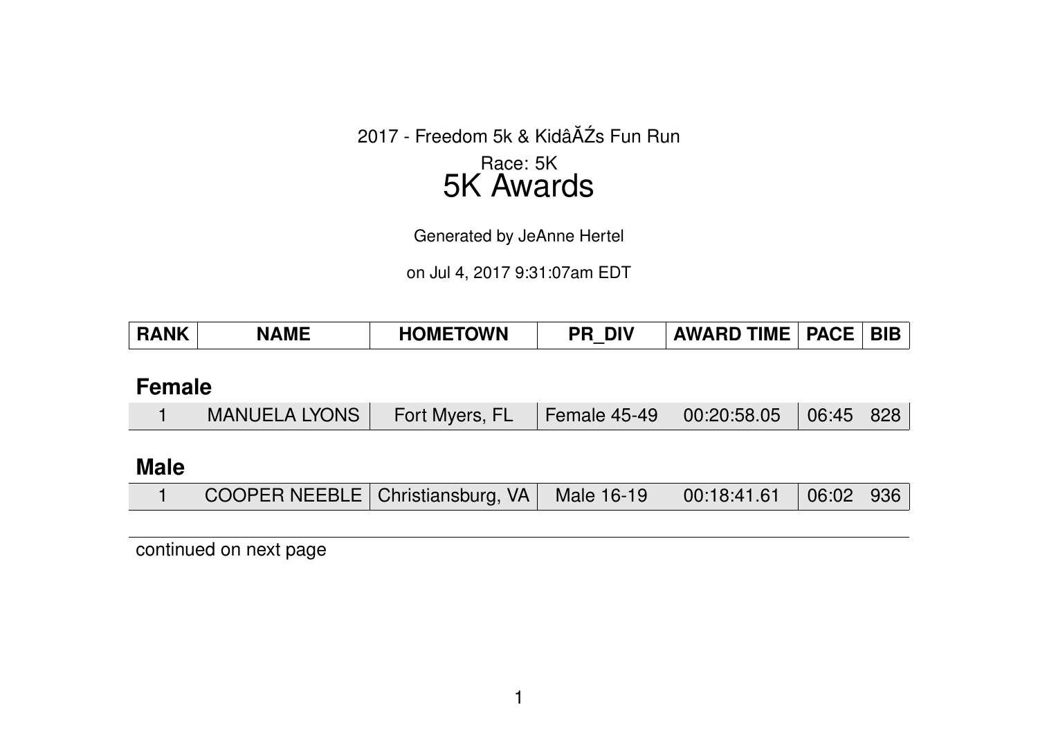2017 - Freedom 5k & KidâĂŹs Fun Run

Race: 5K

# 5K Awards

Generated by JeAnne Hertel

on Jul 4, 2017 9:31:07am EDT

| RANK | NAME | HOMETOWN | PR_DIV | AWARD TIME | PACE | BIB |
|---|---|---|---|---|---|---|
| **Female** | | | | | | |
| 1 | MANUELA LYONS | Fort Myers, FL | Female 45-49 | 00:20:58.05 | 06:45 | 828 |
| **Male** | | | | | | |
| 1 | COOPER NEEBLE | Christiansburg, VA | Male 16-19 | 00:18:41.61 | 06:02 | 936 |

continued on next page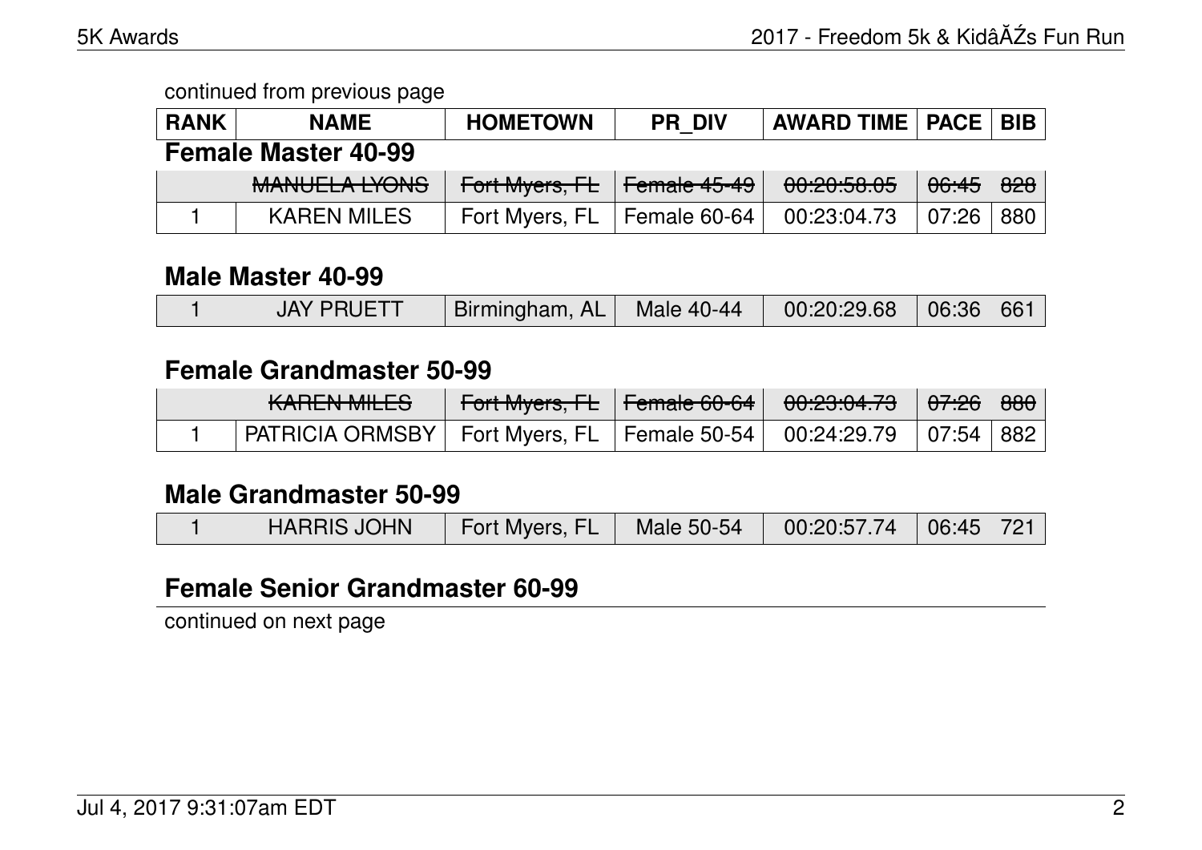continued from previous page

| RANK | NAME | HOMETOWN | PR_DIV | AWARD TIME | PACE | BIB |
|---|---|---|---|---|---|---|

### Female Master 40-99

| RANK | NAME | HOMETOWN | PR_DIV | AWARD TIME | PACE | BIB |
|---|---|---|---|---|---|---|
| | ~~MANUELA LYONS~~ | ~~Fort Myers, FL~~ | ~~Female 45-49~~ | ~~00:20:58.05~~ | ~~06:45~~ | ~~828~~ |
| 1 | KAREN MILES | Fort Myers, FL | Female 60-64 | 00:23:04.73 | 07:26 | 880 |

### Male Master 40-99

| RANK | NAME | HOMETOWN | PR_DIV | AWARD TIME | PACE | BIB |
|---|---|---|---|---|---|---|
| 1 | JAY PRUETT | Birmingham, AL | Male 40-44 | 00:20:29.68 | 06:36 | 661 |

### Female Grandmaster 50-99

| RANK | NAME | HOMETOWN | PR_DIV | AWARD TIME | PACE | BIB |
|---|---|---|---|---|---|---|
| | ~~KAREN MILES~~ | ~~Fort Myers, FL~~ | ~~Female 60-64~~ | ~~00:23:04.73~~ | ~~07:26~~ | ~~880~~ |
| 1 | PATRICIA ORMSBY | Fort Myers, FL | Female 50-54 | 00:24:29.79 | 07:54 | 882 |

### Male Grandmaster 50-99

| RANK | NAME | HOMETOWN | PR_DIV | AWARD TIME | PACE | BIB |
|---|---|---|---|---|---|---|
| 1 | HARRIS JOHN | Fort Myers, FL | Male 50-54 | 00:20:57.74 | 06:45 | 721 |

### Female Senior Grandmaster 60-99

continued on next page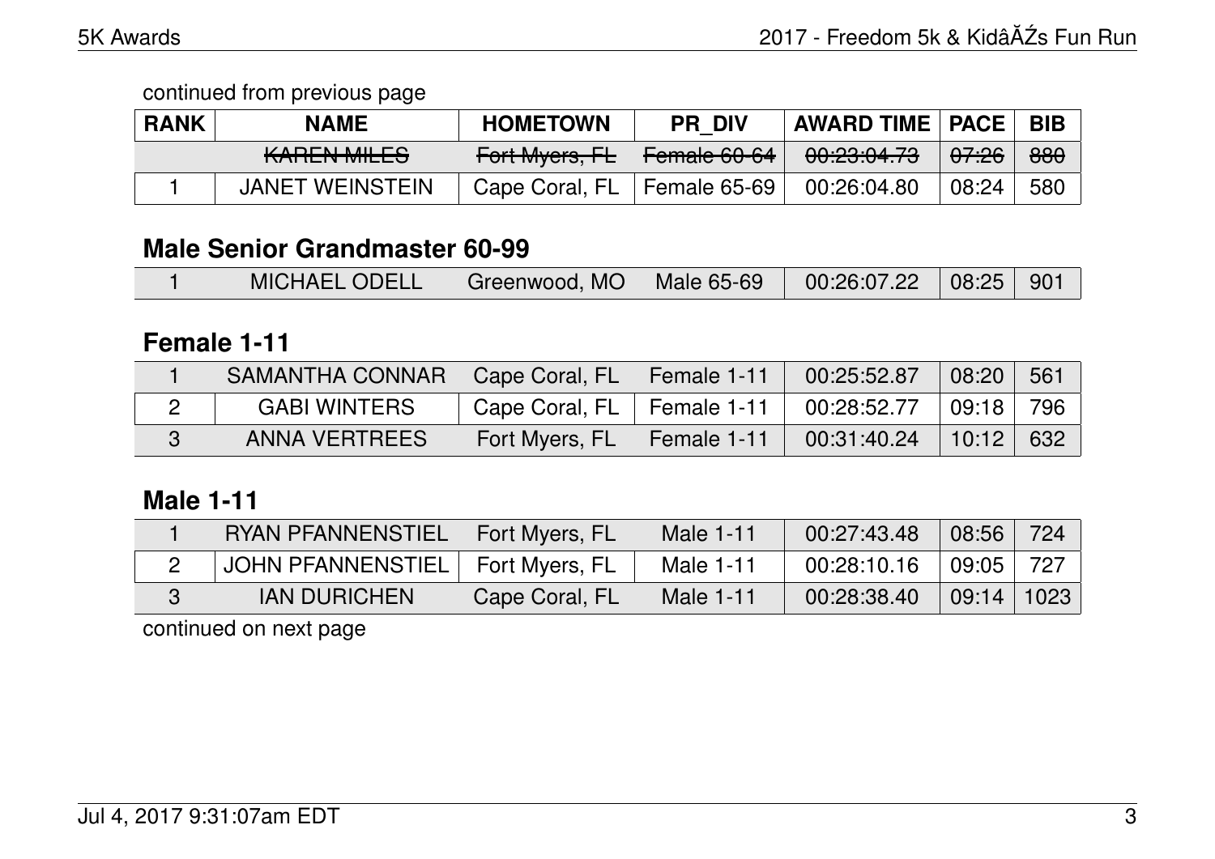continued from previous page

| RANK | NAME | HOMETOWN | PR_DIV | AWARD TIME | PACE | BIB |
|---|---|---|---|---|---|---|
| | ~~KAREN MILES~~ | ~~Fort Myers, FL~~ | ~~Female 60-64~~ | ~~00:23:04.73~~ | ~~07:26~~ | ~~880~~ |
| 1 | JANET WEINSTEIN | Cape Coral, FL | Female 65-69 | 00:26:04.80 | 08:24 | 580 |

## Male Senior Grandmaster 60-99

| RANK | NAME | HOMETOWN | PR_DIV | AWARD TIME | PACE | BIB |
|---|---|---|---|---|---|---|
| 1 | MICHAEL ODELL | Greenwood, MO | Male 65-69 | 00:26:07.22 | 08:25 | 901 |

## Female 1-11

| RANK | NAME | HOMETOWN | PR_DIV | AWARD TIME | PACE | BIB |
|---|---|---|---|---|---|---|
| 1 | SAMANTHA CONNAR | Cape Coral, FL | Female 1-11 | 00:25:52.87 | 08:20 | 561 |
| 2 | GABI WINTERS | Cape Coral, FL | Female 1-11 | 00:28:52.77 | 09:18 | 796 |
| 3 | ANNA VERTREES | Fort Myers, FL | Female 1-11 | 00:31:40.24 | 10:12 | 632 |

## Male 1-11

| RANK | NAME | HOMETOWN | PR_DIV | AWARD TIME | PACE | BIB |
|---|---|---|---|---|---|---|
| 1 | RYAN PFANNENSTIEL | Fort Myers, FL | Male 1-11 | 00:27:43.48 | 08:56 | 724 |
| 2 | JOHN PFANNENSTIEL | Fort Myers, FL | Male 1-11 | 00:28:10.16 | 09:05 | 727 |
| 3 | IAN DURICHEN | Cape Coral, FL | Male 1-11 | 00:28:38.40 | 09:14 | 1023 |

continued on next page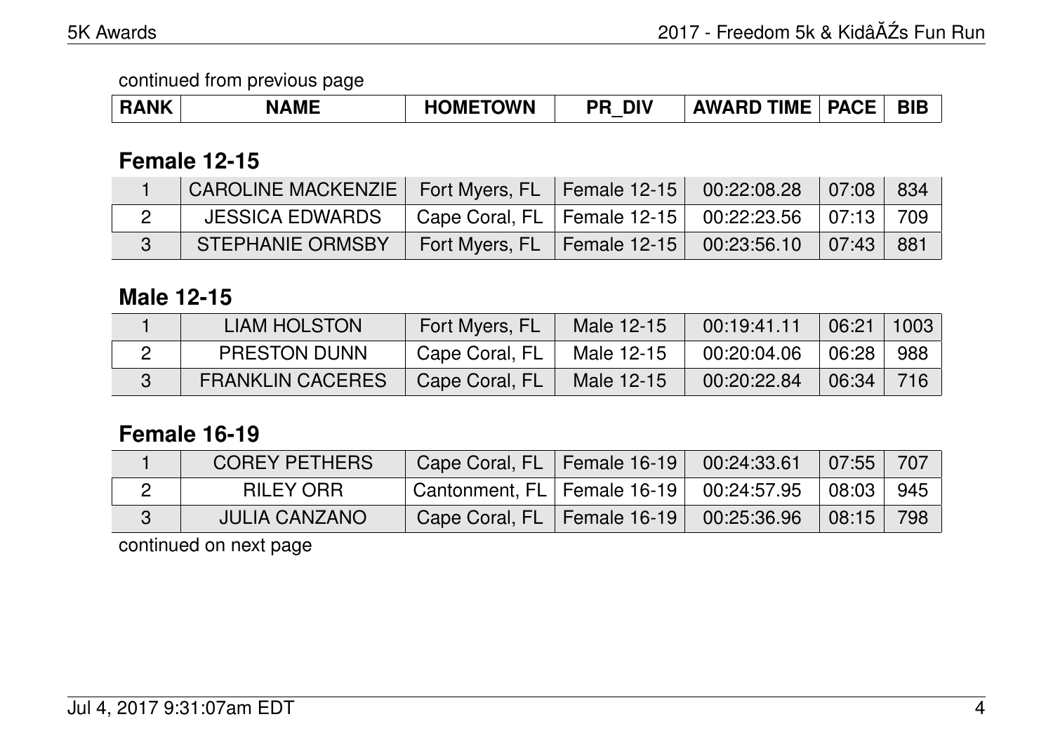continued from previous page

| RANK | NAME | HOMETOWN | PR_DIV | AWARD TIME | PACE | BIB |
|---|---|---|---|---|---|---|

## Female 12-15

| RANK | NAME | HOMETOWN | PR_DIV | AWARD TIME | PACE | BIB |
|---|---|---|---|---|---|---|
| 1 | CAROLINE MACKENZIE | Fort Myers, FL | Female 12-15 | 00:22:08.28 | 07:08 | 834 |
| 2 | JESSICA EDWARDS | Cape Coral, FL | Female 12-15 | 00:22:23.56 | 07:13 | 709 |
| 3 | STEPHANIE ORMSBY | Fort Myers, FL | Female 12-15 | 00:23:56.10 | 07:43 | 881 |

## Male 12-15

| RANK | NAME | HOMETOWN | PR_DIV | AWARD TIME | PACE | BIB |
|---|---|---|---|---|---|---|
| 1 | LIAM HOLSTON | Fort Myers, FL | Male 12-15 | 00:19:41.11 | 06:21 | 1003 |
| 2 | PRESTON DUNN | Cape Coral, FL | Male 12-15 | 00:20:04.06 | 06:28 | 988 |
| 3 | FRANKLIN CACERES | Cape Coral, FL | Male 12-15 | 00:20:22.84 | 06:34 | 716 |

## Female 16-19

| RANK | NAME | HOMETOWN | PR_DIV | AWARD TIME | PACE | BIB |
|---|---|---|---|---|---|---|
| 1 | COREY PETHERS | Cape Coral, FL | Female 16-19 | 00:24:33.61 | 07:55 | 707 |
| 2 | RILEY ORR | Cantonment, FL | Female 16-19 | 00:24:57.95 | 08:03 | 945 |
| 3 | JULIA CANZANO | Cape Coral, FL | Female 16-19 | 00:25:36.96 | 08:15 | 798 |

continued on next page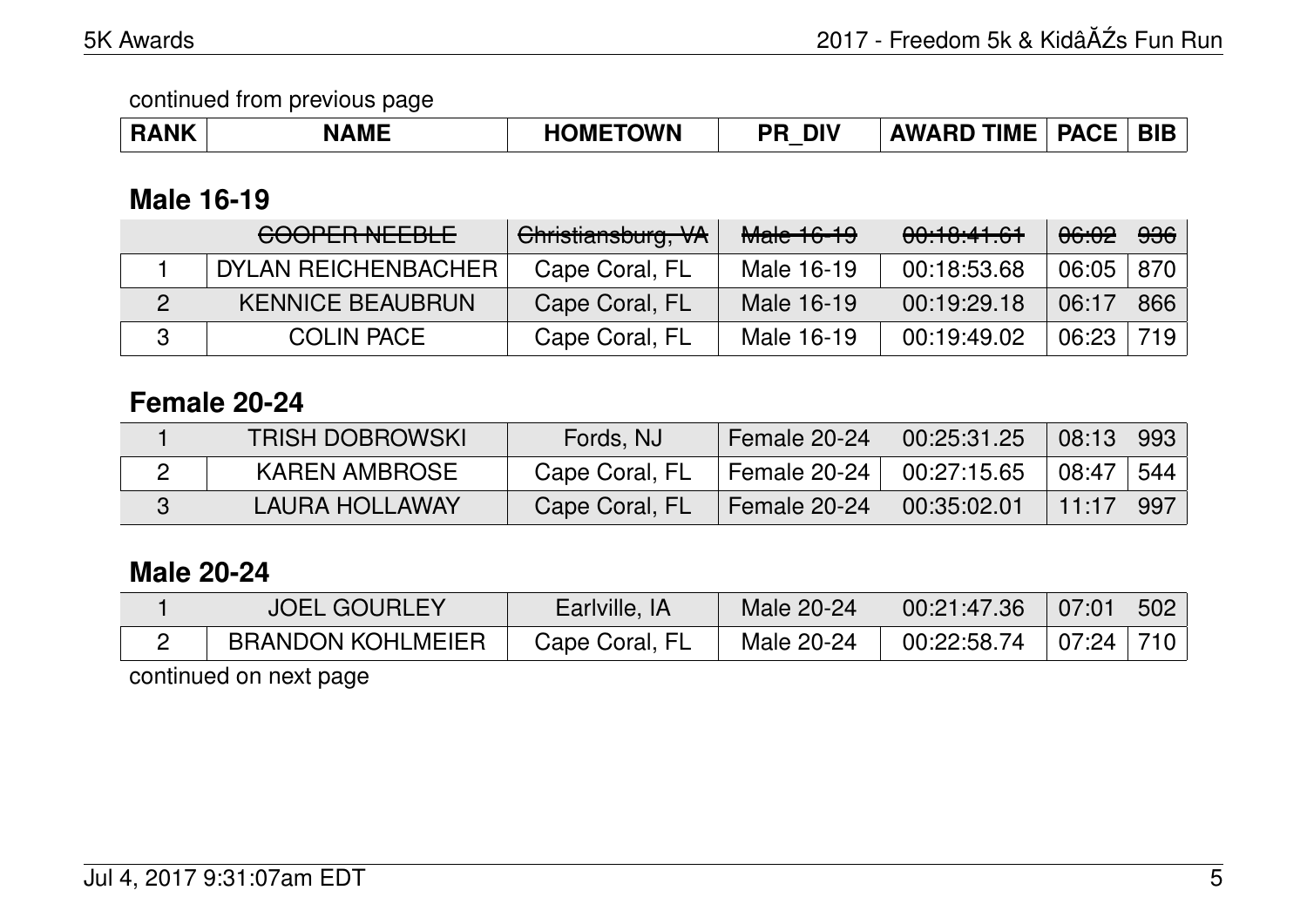continued from previous page

| RANK | NAME | HOMETOWN | PR_DIV | AWARD TIME | PACE | BIB |
|---|---|---|---|---|---|---|

## Male 16-19

| RANK | NAME | HOMETOWN | PR_DIV | AWARD TIME | PACE | BIB |
|---|---|---|---|---|---|---|
| | ~~COOPER NEEBLE~~ | ~~Christiansburg, VA~~ | ~~Male 16-19~~ | ~~00:18:41.61~~ | ~~06:02~~ | ~~936~~ |
| 1 | DYLAN REICHENBACHER | Cape Coral, FL | Male 16-19 | 00:18:53.68 | 06:05 | 870 |
| 2 | KENNICE BEAUBRUN | Cape Coral, FL | Male 16-19 | 00:19:29.18 | 06:17 | 866 |
| 3 | COLIN PACE | Cape Coral, FL | Male 16-19 | 00:19:49.02 | 06:23 | 719 |

## Female 20-24

| RANK | NAME | HOMETOWN | PR_DIV | AWARD TIME | PACE | BIB |
|---|---|---|---|---|---|---|
| 1 | TRISH DOBROWSKI | Fords, NJ | Female 20-24 | 00:25:31.25 | 08:13 | 993 |
| 2 | KAREN AMBROSE | Cape Coral, FL | Female 20-24 | 00:27:15.65 | 08:47 | 544 |
| 3 | LAURA HOLLAWAY | Cape Coral, FL | Female 20-24 | 00:35:02.01 | 11:17 | 997 |

## Male 20-24

| RANK | NAME | HOMETOWN | PR_DIV | AWARD TIME | PACE | BIB |
|---|---|---|---|---|---|---|
| 1 | JOEL GOURLEY | Earlville, IA | Male 20-24 | 00:21:47.36 | 07:01 | 502 |
| 2 | BRANDON KOHLMEIER | Cape Coral, FL | Male 20-24 | 00:22:58.74 | 07:24 | 710 |

continued on next page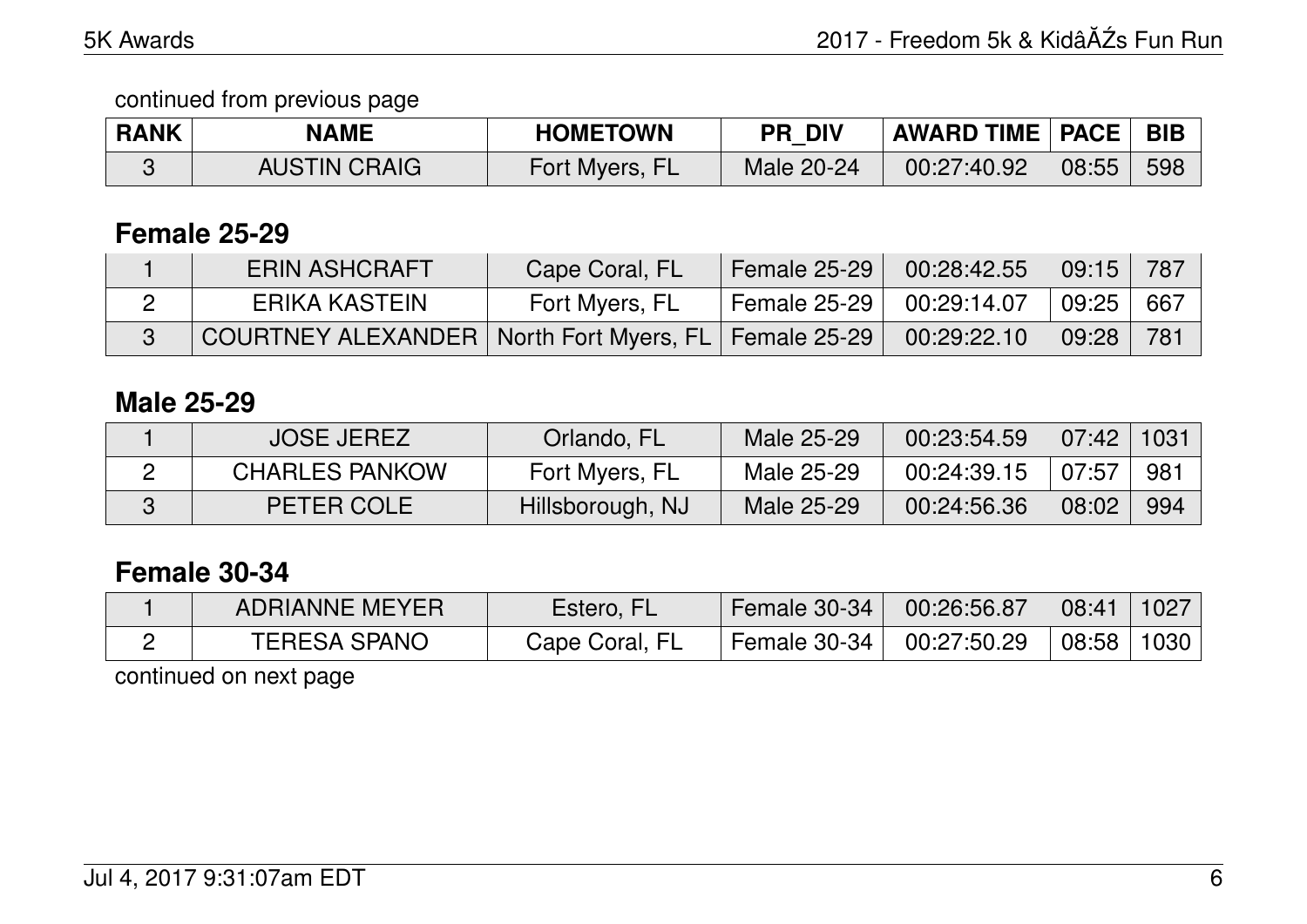continued from previous page

| RANK | NAME | HOMETOWN | PR_DIV | AWARD TIME | PACE | BIB |
|---|---|---|---|---|---|---|
| 3 | AUSTIN CRAIG | Fort Myers, FL | Male 20-24 | 00:27:40.92 | 08:55 | 598 |

## Female 25-29

| RANK | NAME | HOMETOWN | PR_DIV | AWARD TIME | PACE | BIB |
|---|---|---|---|---|---|---|
| 1 | ERIN ASHCRAFT | Cape Coral, FL | Female 25-29 | 00:28:42.55 | 09:15 | 787 |
| 2 | ERIKA KASTEIN | Fort Myers, FL | Female 25-29 | 00:29:14.07 | 09:25 | 667 |
| 3 | COURTNEY ALEXANDER | North Fort Myers, FL | Female 25-29 | 00:29:22.10 | 09:28 | 781 |

## Male 25-29

| RANK | NAME | HOMETOWN | PR_DIV | AWARD TIME | PACE | BIB |
|---|---|---|---|---|---|---|
| 1 | JOSE JEREZ | Orlando, FL | Male 25-29 | 00:23:54.59 | 07:42 | 1031 |
| 2 | CHARLES PANKOW | Fort Myers, FL | Male 25-29 | 00:24:39.15 | 07:57 | 981 |
| 3 | PETER COLE | Hillsborough, NJ | Male 25-29 | 00:24:56.36 | 08:02 | 994 |

## Female 30-34

| RANK | NAME | HOMETOWN | PR_DIV | AWARD TIME | PACE | BIB |
|---|---|---|---|---|---|---|
| 1 | ADRIANNE MEYER | Estero, FL | Female 30-34 | 00:26:56.87 | 08:41 | 1027 |
| 2 | TERESA SPANO | Cape Coral, FL | Female 30-34 | 00:27:50.29 | 08:58 | 1030 |

continued on next page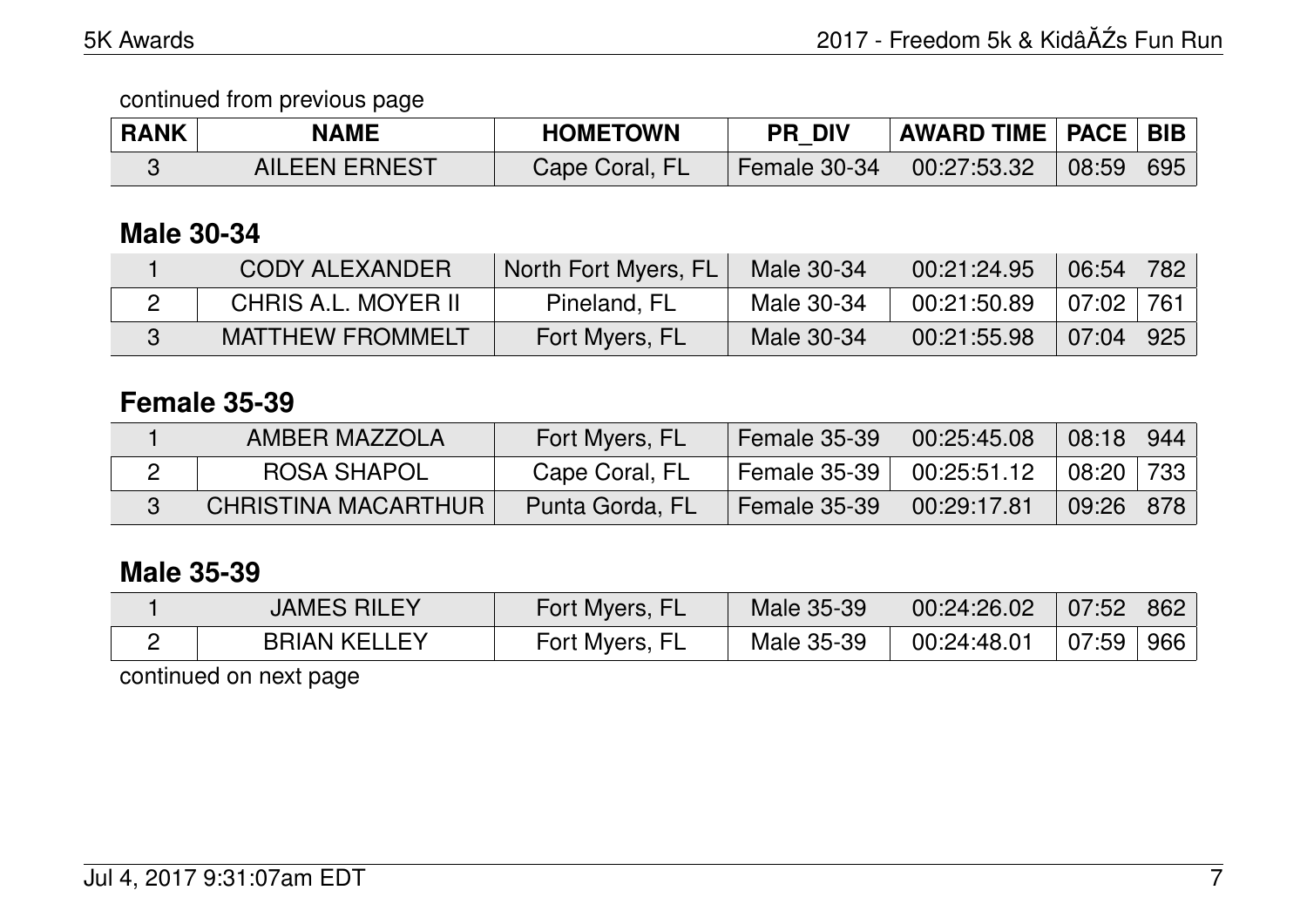continued from previous page

| RANK | NAME | HOMETOWN | PR_DIV | AWARD TIME | PACE | BIB |
|---|---|---|---|---|---|---|
| 3 | AILEEN ERNEST | Cape Coral, FL | Female 30-34 | 00:27:53.32 | 08:59 | 695 |

## Male 30-34

| RANK | NAME | HOMETOWN | PR_DIV | AWARD TIME | PACE | BIB |
|---|---|---|---|---|---|---|
| 1 | CODY ALEXANDER | North Fort Myers, FL | Male 30-34 | 00:21:24.95 | 06:54 | 782 |
| 2 | CHRIS A.L. MOYER II | Pineland, FL | Male 30-34 | 00:21:50.89 | 07:02 | 761 |
| 3 | MATTHEW FROMMELT | Fort Myers, FL | Male 30-34 | 00:21:55.98 | 07:04 | 925 |

## Female 35-39

| RANK | NAME | HOMETOWN | PR_DIV | AWARD TIME | PACE | BIB |
|---|---|---|---|---|---|---|
| 1 | AMBER MAZZOLA | Fort Myers, FL | Female 35-39 | 00:25:45.08 | 08:18 | 944 |
| 2 | ROSA SHAPOL | Cape Coral, FL | Female 35-39 | 00:25:51.12 | 08:20 | 733 |
| 3 | CHRISTINA MACARTHUR | Punta Gorda, FL | Female 35-39 | 00:29:17.81 | 09:26 | 878 |

## Male 35-39

| RANK | NAME | HOMETOWN | PR_DIV | AWARD TIME | PACE | BIB |
|---|---|---|---|---|---|---|
| 1 | JAMES RILEY | Fort Myers, FL | Male 35-39 | 00:24:26.02 | 07:52 | 862 |
| 2 | BRIAN KELLEY | Fort Myers, FL | Male 35-39 | 00:24:48.01 | 07:59 | 966 |

continued on next page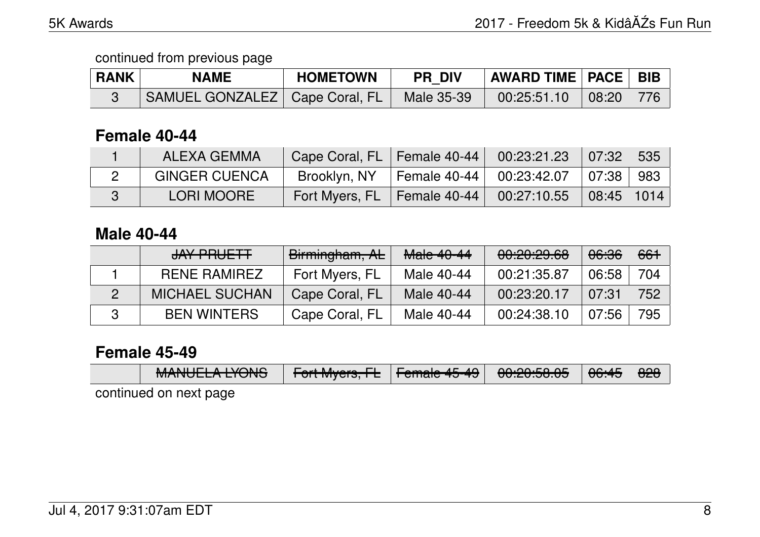continued from previous page

| RANK | NAME | HOMETOWN | PR_DIV | AWARD TIME | PACE | BIB |
|---|---|---|---|---|---|---|
| 3 | SAMUEL GONZALEZ | Cape Coral, FL | Male 35-39 | 00:25:51.10 | 08:20 | 776 |

## Female 40-44

| RANK | NAME | HOMETOWN | PR_DIV | AWARD TIME | PACE | BIB |
|---|---|---|---|---|---|---|
| 1 | ALEXA GEMMA | Cape Coral, FL | Female 40-44 | 00:23:21.23 | 07:32 | 535 |
| 2 | GINGER CUENCA | Brooklyn, NY | Female 40-44 | 00:23:42.07 | 07:38 | 983 |
| 3 | LORI MOORE | Fort Myers, FL | Female 40-44 | 00:27:10.55 | 08:45 | 1014 |

## Male 40-44

| RANK | NAME | HOMETOWN | PR_DIV | AWARD TIME | PACE | BIB |
|---|---|---|---|---|---|---|
| | ~~JAY PRUETT~~ | ~~Birmingham, AL~~ | ~~Male 40-44~~ | ~~00:20:29.68~~ | ~~06:36~~ | ~~661~~ |
| 1 | RENE RAMIREZ | Fort Myers, FL | Male 40-44 | 00:21:35.87 | 06:58 | 704 |
| 2 | MICHAEL SUCHAN | Cape Coral, FL | Male 40-44 | 00:23:20.17 | 07:31 | 752 |
| 3 | BEN WINTERS | Cape Coral, FL | Male 40-44 | 00:24:38.10 | 07:56 | 795 |

## Female 45-49

| RANK | NAME | HOMETOWN | PR_DIV | AWARD TIME | PACE | BIB |
|---|---|---|---|---|---|---|
| | ~~MANUELA LYONS~~ | ~~Fort Myers, FL~~ | ~~Female 45-49~~ | ~~00:20:58.05~~ | ~~06:45~~ | ~~828~~ |

continued on next page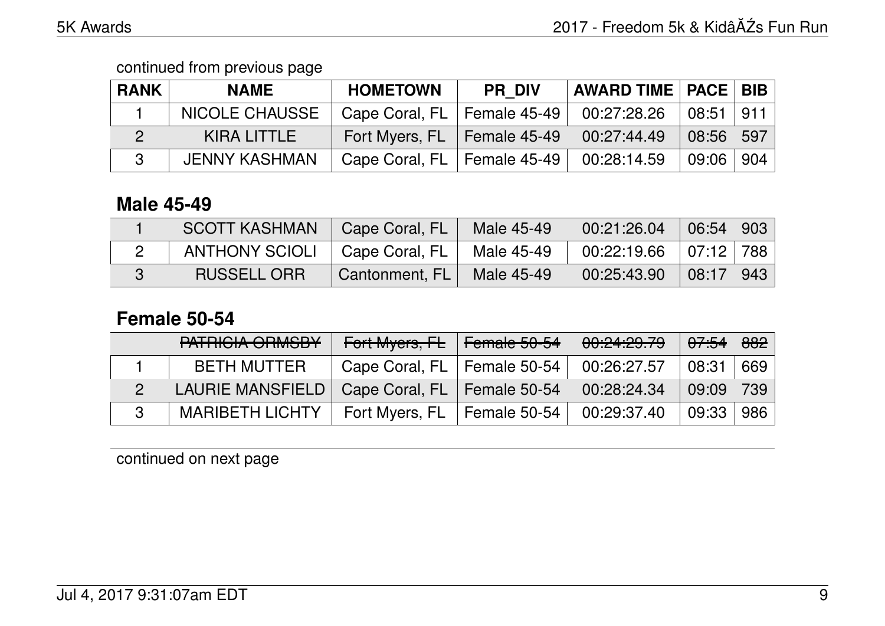continued from previous page

| RANK | NAME | HOMETOWN | PR_DIV | AWARD TIME | PACE | BIB |
|---|---|---|---|---|---|---|
| 1 | NICOLE CHAUSSE | Cape Coral, FL | Female 45-49 | 00:27:28.26 | 08:51 | 911 |
| 2 | KIRA LITTLE | Fort Myers, FL | Female 45-49 | 00:27:44.49 | 08:56 | 597 |
| 3 | JENNY KASHMAN | Cape Coral, FL | Female 45-49 | 00:28:14.59 | 09:06 | 904 |

## Male 45-49

| RANK | NAME | HOMETOWN | PR_DIV | AWARD TIME | PACE | BIB |
|---|---|---|---|---|---|---|
| 1 | SCOTT KASHMAN | Cape Coral, FL | Male 45-49 | 00:21:26.04 | 06:54 | 903 |
| 2 | ANTHONY SCIOLI | Cape Coral, FL | Male 45-49 | 00:22:19.66 | 07:12 | 788 |
| 3 | RUSSELL ORR | Cantonment, FL | Male 45-49 | 00:25:43.90 | 08:17 | 943 |

## Female 50-54

| RANK | NAME | HOMETOWN | PR_DIV | AWARD TIME | PACE | BIB |
|---|---|---|---|---|---|---|
| | ~~PATRICIA ORMSBY~~ | ~~Fort Myers, FL~~ | ~~Female 50-54~~ | ~~00:24:29.79~~ | ~~07:54~~ | ~~882~~ |
| 1 | BETH MUTTER | Cape Coral, FL | Female 50-54 | 00:26:27.57 | 08:31 | 669 |
| 2 | LAURIE MANSFIELD | Cape Coral, FL | Female 50-54 | 00:28:24.34 | 09:09 | 739 |
| 3 | MARIBETH LICHTY | Fort Myers, FL | Female 50-54 | 00:29:37.40 | 09:33 | 986 |

continued on next page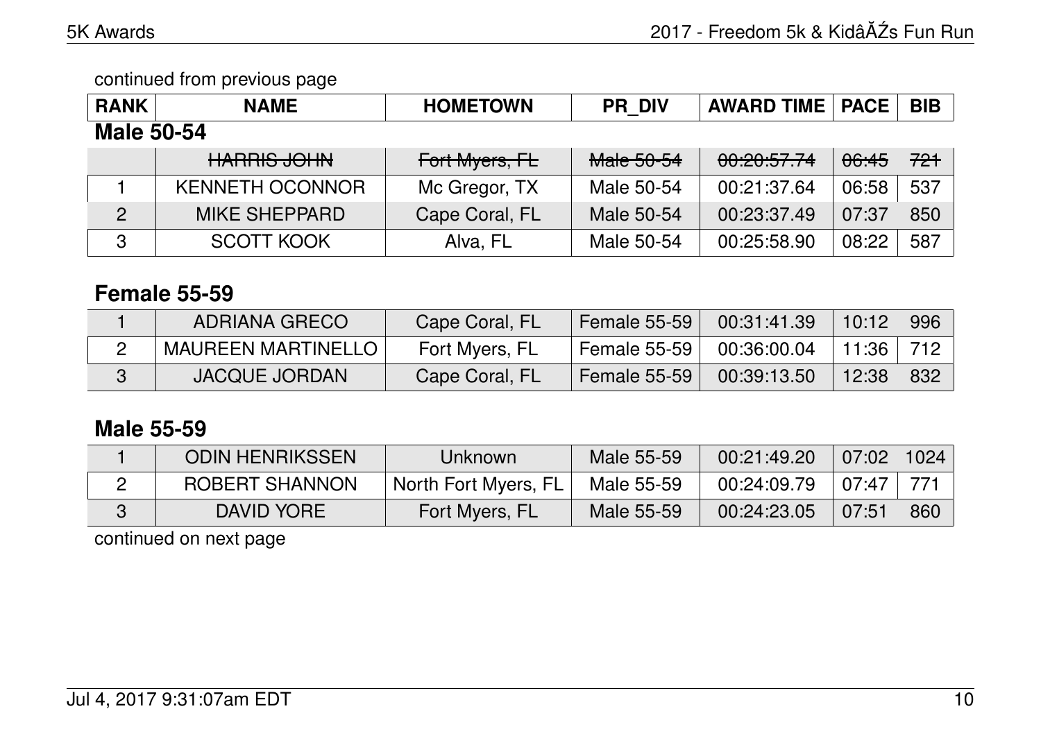continued from previous page

| RANK | NAME | HOMETOWN | PR_DIV | AWARD TIME | PACE | BIB |
|---|---|---|---|---|---|---|

### Male 50-54

| RANK | NAME | HOMETOWN | PR_DIV | AWARD TIME | PACE | BIB |
|---|---|---|---|---|---|---|
| | ~~HARRIS JOHN~~ | ~~Fort Myers, FL~~ | ~~Male 50-54~~ | ~~00:20:57.74~~ | ~~06:45~~ | ~~721~~ |
| 1 | KENNETH OCONNOR | Mc Gregor, TX | Male 50-54 | 00:21:37.64 | 06:58 | 537 |
| 2 | MIKE SHEPPARD | Cape Coral, FL | Male 50-54 | 00:23:37.49 | 07:37 | 850 |
| 3 | SCOTT KOOK | Alva, FL | Male 50-54 | 00:25:58.90 | 08:22 | 587 |

### Female 55-59

| RANK | NAME | HOMETOWN | PR_DIV | AWARD TIME | PACE | BIB |
|---|---|---|---|---|---|---|
| 1 | ADRIANA GRECO | Cape Coral, FL | Female 55-59 | 00:31:41.39 | 10:12 | 996 |
| 2 | MAUREEN MARTINELLO | Fort Myers, FL | Female 55-59 | 00:36:00.04 | 11:36 | 712 |
| 3 | JACQUE JORDAN | Cape Coral, FL | Female 55-59 | 00:39:13.50 | 12:38 | 832 |

### Male 55-59

| RANK | NAME | HOMETOWN | PR_DIV | AWARD TIME | PACE | BIB |
|---|---|---|---|---|---|---|
| 1 | ODIN HENRIKSSEN | Unknown | Male 55-59 | 00:21:49.20 | 07:02 | 1024 |
| 2 | ROBERT SHANNON | North Fort Myers, FL | Male 55-59 | 00:24:09.79 | 07:47 | 771 |
| 3 | DAVID YORE | Fort Myers, FL | Male 55-59 | 00:24:23.05 | 07:51 | 860 |

continued on next page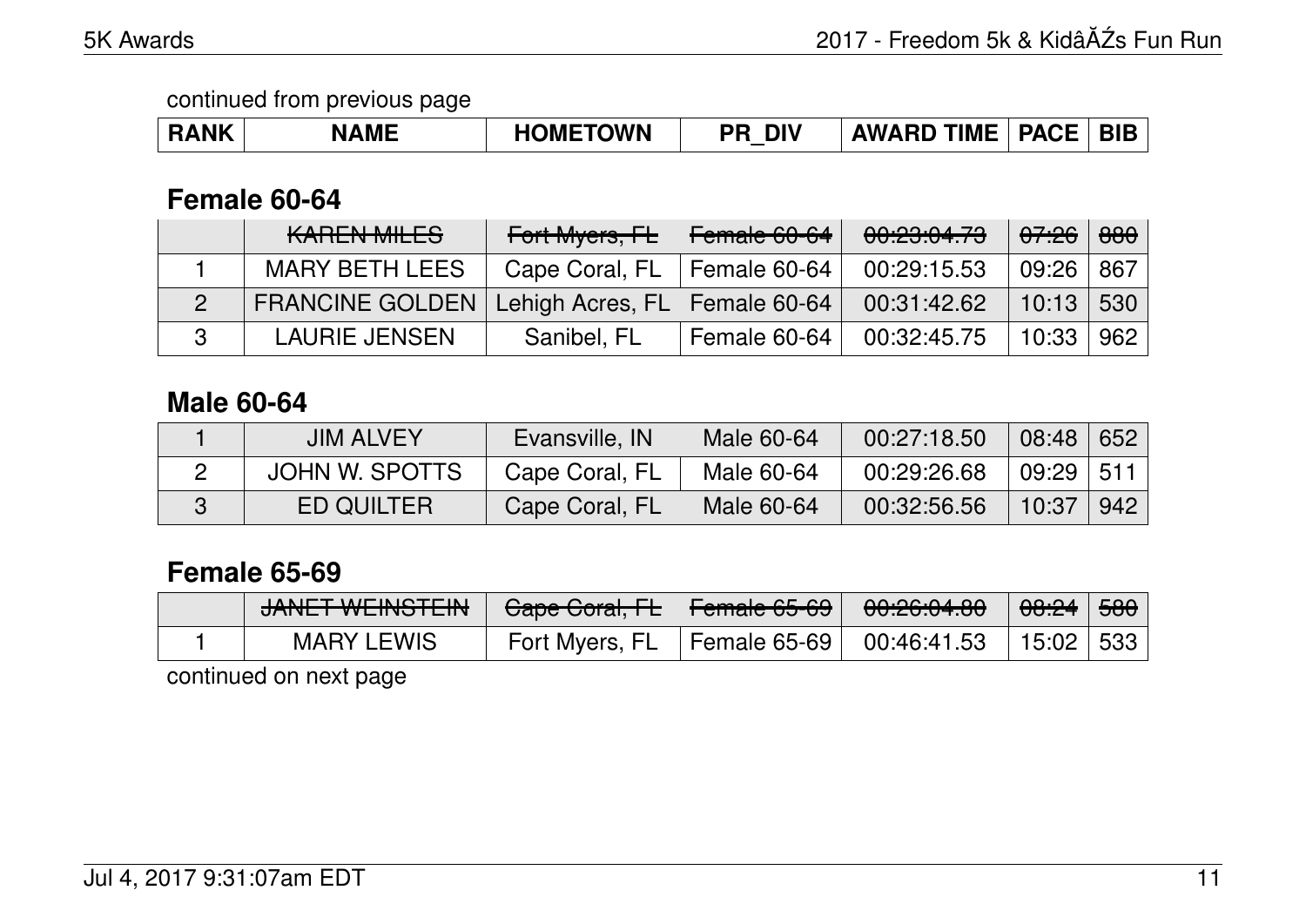continued from previous page

| RANK | NAME | HOMETOWN | PR_DIV | AWARD TIME | PACE | BIB |
|---|---|---|---|---|---|---|

### Female 60-64

| RANK | NAME | HOMETOWN | PR_DIV | AWARD TIME | PACE | BIB |
|---|---|---|---|---|---|---|
| | ~~KAREN MILES~~ | ~~Fort Myers, FL~~ | ~~Female 60-64~~ | ~~00:23:04.73~~ | ~~07:26~~ | ~~880~~ |
| 1 | MARY BETH LEES | Cape Coral, FL | Female 60-64 | 00:29:15.53 | 09:26 | 867 |
| 2 | FRANCINE GOLDEN | Lehigh Acres, FL | Female 60-64 | 00:31:42.62 | 10:13 | 530 |
| 3 | LAURIE JENSEN | Sanibel, FL | Female 60-64 | 00:32:45.75 | 10:33 | 962 |

### Male 60-64

| RANK | NAME | HOMETOWN | PR_DIV | AWARD TIME | PACE | BIB |
|---|---|---|---|---|---|---|
| 1 | JIM ALVEY | Evansville, IN | Male 60-64 | 00:27:18.50 | 08:48 | 652 |
| 2 | JOHN W. SPOTTS | Cape Coral, FL | Male 60-64 | 00:29:26.68 | 09:29 | 511 |
| 3 | ED QUILTER | Cape Coral, FL | Male 60-64 | 00:32:56.56 | 10:37 | 942 |

### Female 65-69

| RANK | NAME | HOMETOWN | PR_DIV | AWARD TIME | PACE | BIB |
|---|---|---|---|---|---|---|
| | ~~JANET WEINSTEIN~~ | ~~Cape Coral, FL~~ | ~~Female 65-69~~ | ~~00:26:04.80~~ | ~~08:24~~ | ~~580~~ |
| 1 | MARY LEWIS | Fort Myers, FL | Female 65-69 | 00:46:41.53 | 15:02 | 533 |

continued on next page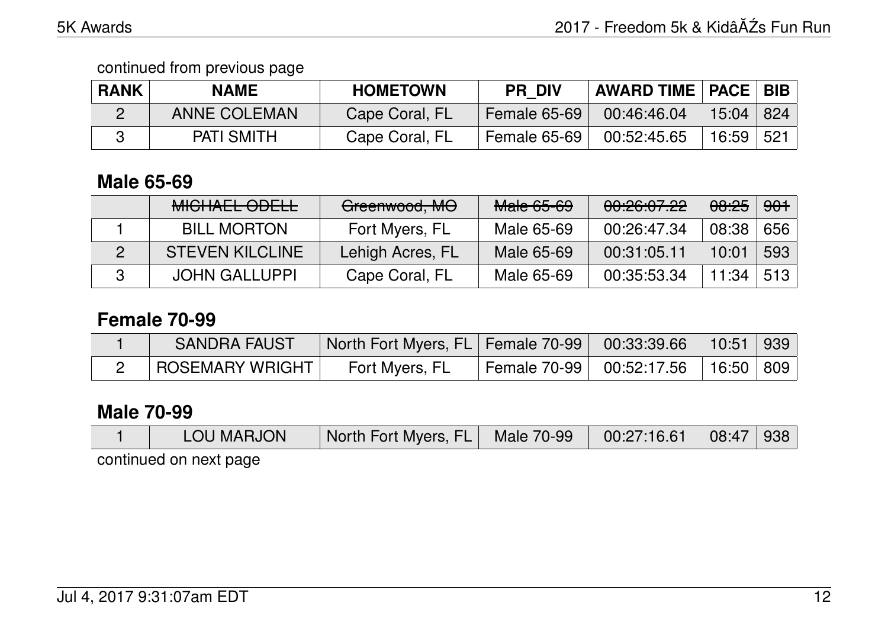continued from previous page

| RANK | NAME | HOMETOWN | PR_DIV | AWARD TIME | PACE | BIB |
|---|---|---|---|---|---|---|
| 2 | ANNE COLEMAN | Cape Coral, FL | Female 65-69 | 00:46:46.04 | 15:04 | 824 |
| 3 | PATI SMITH | Cape Coral, FL | Female 65-69 | 00:52:45.65 | 16:59 | 521 |

## Male 65-69

| RANK | NAME | HOMETOWN | PR_DIV | AWARD TIME | PACE | BIB |
|---|---|---|---|---|---|---|
| | ~~MICHAEL ODELL~~ | ~~Greenwood, MO~~ | ~~Male 65-69~~ | ~~00:26:07.22~~ | ~~08:25~~ | ~~901~~ |
| 1 | BILL MORTON | Fort Myers, FL | Male 65-69 | 00:26:47.34 | 08:38 | 656 |
| 2 | STEVEN KILCLINE | Lehigh Acres, FL | Male 65-69 | 00:31:05.11 | 10:01 | 593 |
| 3 | JOHN GALLUPPI | Cape Coral, FL | Male 65-69 | 00:35:53.34 | 11:34 | 513 |

## Female 70-99

| RANK | NAME | HOMETOWN | PR_DIV | AWARD TIME | PACE | BIB |
|---|---|---|---|---|---|---|
| 1 | SANDRA FAUST | North Fort Myers, FL | Female 70-99 | 00:33:39.66 | 10:51 | 939 |
| 2 | ROSEMARY WRIGHT | Fort Myers, FL | Female 70-99 | 00:52:17.56 | 16:50 | 809 |

## Male 70-99

| RANK | NAME | HOMETOWN | PR_DIV | AWARD TIME | PACE | BIB |
|---|---|---|---|---|---|---|
| 1 | LOU MARJON | North Fort Myers, FL | Male 70-99 | 00:27:16.61 | 08:47 | 938 |

continued on next page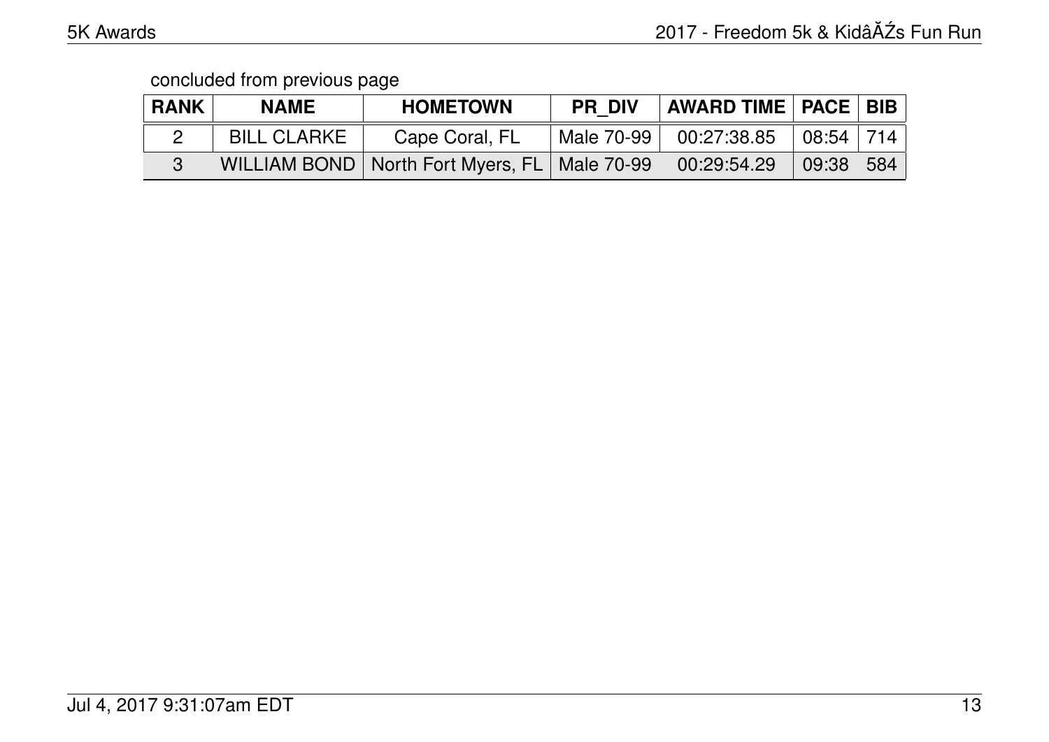concluded from previous page

| RANK | NAME | HOMETOWN | PR_DIV | AWARD TIME | PACE | BIB |
|---|---|---|---|---|---|---|
| 2 | BILL CLARKE | Cape Coral, FL | Male 70-99 | 00:27:38.85 | 08:54 | 714 |
| 3 | WILLIAM BOND | North Fort Myers, FL | Male 70-99 | 00:29:54.29 | 09:38 | 584 |